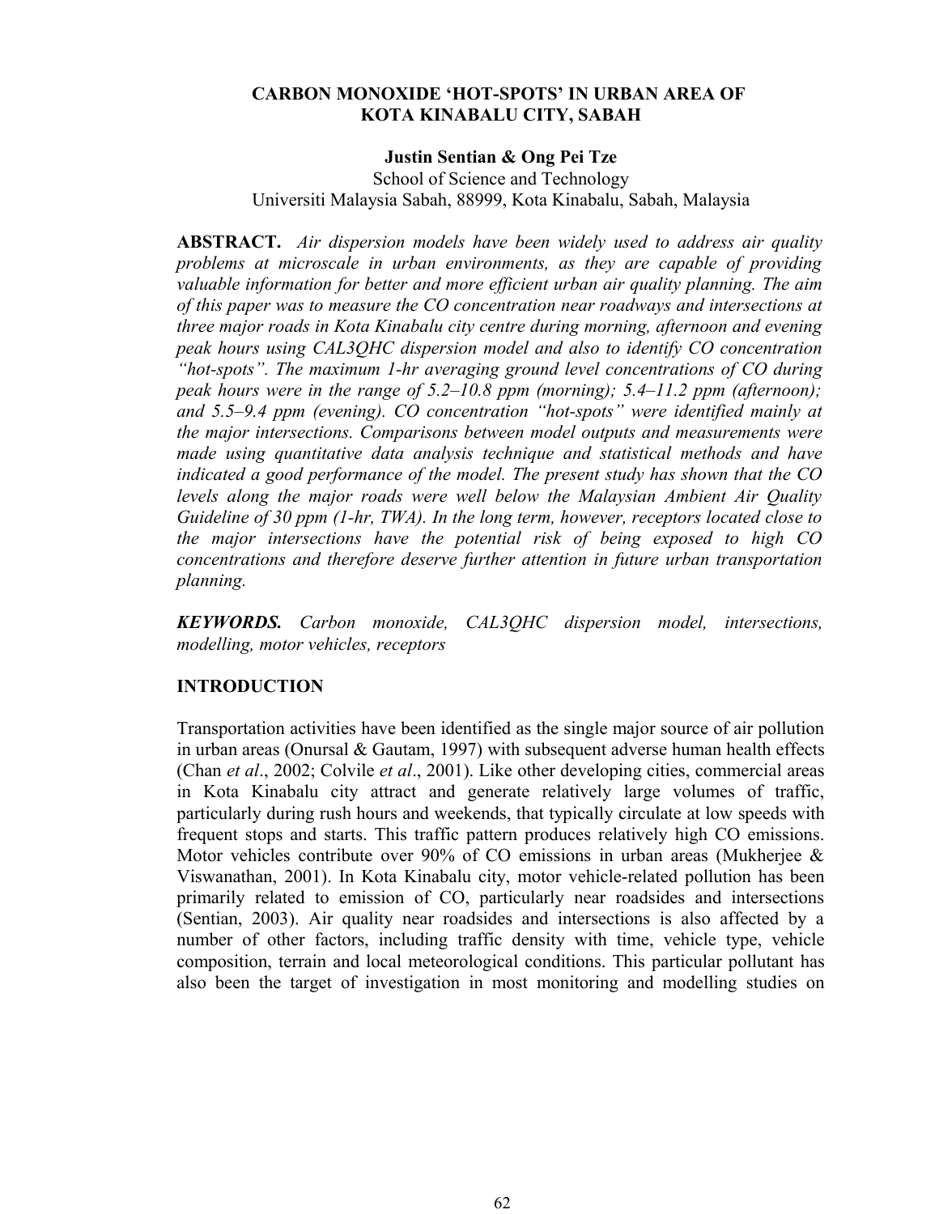# CARBON MONOXIDE 'HOT-SPOTS' IN URBAN AREA OF KOTA KINABALU CITY, SABAH

**Justin Sentian & Ong Pei Tze**

School of Science and Technology
Universiti Malaysia Sabah, 88999, Kota Kinabalu, Sabah, Malaysia

**ABSTRACT.** *Air dispersion models have been widely used to address air quality problems at microscale in urban environments, as they are capable of providing valuable information for better and more efficient urban air quality planning. The aim of this paper was to measure the CO concentration near roadways and intersections at three major roads in Kota Kinabalu city centre during morning, afternoon and evening peak hours using CAL3QHC dispersion model and also to identify CO concentration "hot-spots". The maximum 1-hr averaging ground level concentrations of CO during peak hours were in the range of 5.2–10.8 ppm (morning); 5.4–11.2 ppm (afternoon); and 5.5–9.4 ppm (evening). CO concentration "hot-spots" were identified mainly at the major intersections. Comparisons between model outputs and measurements were made using quantitative data analysis technique and statistical methods and have indicated a good performance of the model. The present study has shown that the CO levels along the major roads were well below the Malaysian Ambient Air Quality Guideline of 30 ppm (1-hr, TWA). In the long term, however, receptors located close to the major intersections have the potential risk of being exposed to high CO concentrations and therefore deserve further attention in future urban transportation planning.*

***KEYWORDS.*** *Carbon monoxide, CAL3QHC dispersion model, intersections, modelling, motor vehicles, receptors*

## INTRODUCTION

Transportation activities have been identified as the single major source of air pollution in urban areas (Onursal & Gautam, 1997) with subsequent adverse human health effects (Chan *et al*., 2002; Colvile *et al*., 2001). Like other developing cities, commercial areas in Kota Kinabalu city attract and generate relatively large volumes of traffic, particularly during rush hours and weekends, that typically circulate at low speeds with frequent stops and starts. This traffic pattern produces relatively high CO emissions. Motor vehicles contribute over 90% of CO emissions in urban areas (Mukherjee & Viswanathan, 2001). In Kota Kinabalu city, motor vehicle-related pollution has been primarily related to emission of CO, particularly near roadsides and intersections (Sentian, 2003). Air quality near roadsides and intersections is also affected by a number of other factors, including traffic density with time, vehicle type, vehicle composition, terrain and local meteorological conditions. This particular pollutant has also been the target of investigation in most monitoring and modelling studies on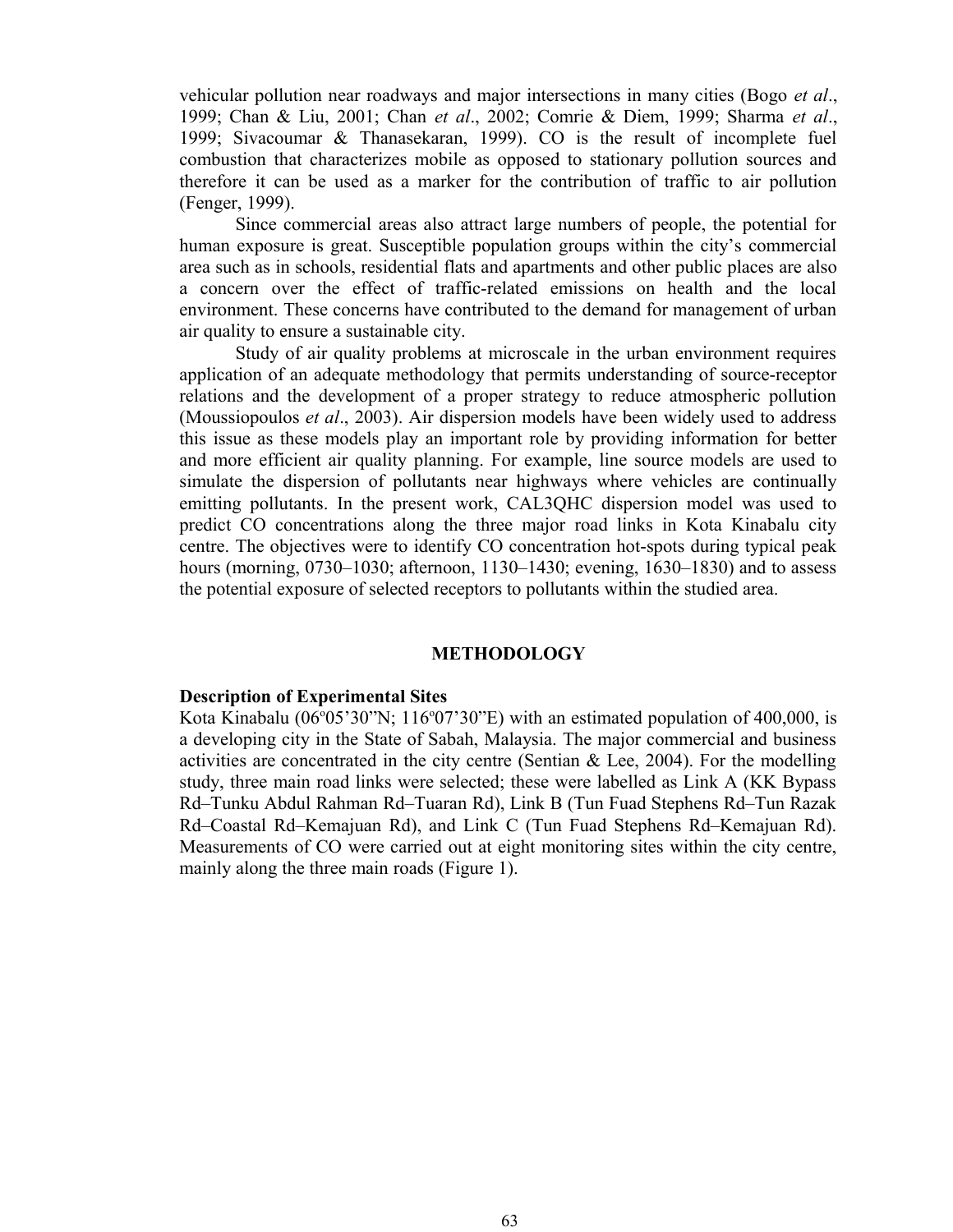vehicular pollution near roadways and major intersections in many cities (Bogo *et al*., 1999; Chan & Liu, 2001; Chan *et al*., 2002; Comrie & Diem, 1999; Sharma *et al*., 1999; Sivacoumar & Thanasekaran, 1999). CO is the result of incomplete fuel combustion that characterizes mobile as opposed to stationary pollution sources and therefore it can be used as a marker for the contribution of traffic to air pollution (Fenger, 1999).

Since commercial areas also attract large numbers of people, the potential for human exposure is great. Susceptible population groups within the city's commercial area such as in schools, residential flats and apartments and other public places are also a concern over the effect of traffic-related emissions on health and the local environment. These concerns have contributed to the demand for management of urban air quality to ensure a sustainable city.

Study of air quality problems at microscale in the urban environment requires application of an adequate methodology that permits understanding of source-receptor relations and the development of a proper strategy to reduce atmospheric pollution (Moussiopoulos *et al*., 2003). Air dispersion models have been widely used to address this issue as these models play an important role by providing information for better and more efficient air quality planning. For example, line source models are used to simulate the dispersion of pollutants near highways where vehicles are continually emitting pollutants. In the present work, CAL3QHC dispersion model was used to predict CO concentrations along the three major road links in Kota Kinabalu city centre. The objectives were to identify CO concentration hot-spots during typical peak hours (morning, 0730–1030; afternoon, 1130–1430; evening, 1630–1830) and to assess the potential exposure of selected receptors to pollutants within the studied area.

## METHODOLOGY

### Description of Experimental Sites

Kota Kinabalu (06º05'30"N; 116º07'30"E) with an estimated population of 400,000, is a developing city in the State of Sabah, Malaysia. The major commercial and business activities are concentrated in the city centre (Sentian & Lee, 2004). For the modelling study, three main road links were selected; these were labelled as Link A (KK Bypass Rd–Tunku Abdul Rahman Rd–Tuaran Rd), Link B (Tun Fuad Stephens Rd–Tun Razak Rd–Coastal Rd–Kemajuan Rd), and Link C (Tun Fuad Stephens Rd–Kemajuan Rd). Measurements of CO were carried out at eight monitoring sites within the city centre, mainly along the three main roads (Figure 1).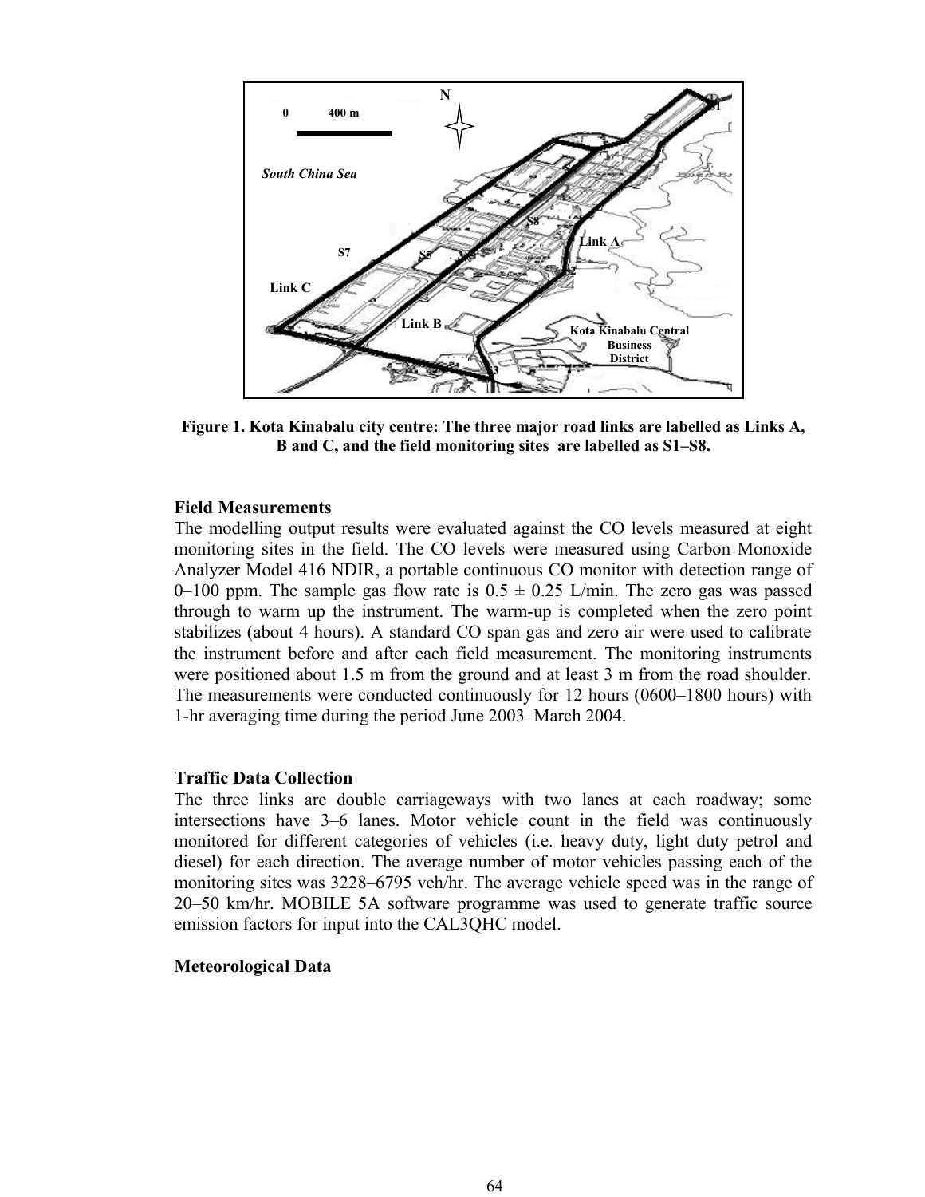**Figure 1. Kota Kinabalu city centre: The three major road links are labelled as Links A, B and C, and the field monitoring sites are labelled as S1–S8.**

### Field Measurements

The modelling output results were evaluated against the CO levels measured at eight monitoring sites in the field. The CO levels were measured using Carbon Monoxide Analyzer Model 416 NDIR, a portable continuous CO monitor with detection range of 0–100 ppm. The sample gas flow rate is 0.5 ± 0.25 L/min. The zero gas was passed through to warm up the instrument. The warm-up is completed when the zero point stabilizes (about 4 hours). A standard CO span gas and zero air were used to calibrate the instrument before and after each field measurement. The monitoring instruments were positioned about 1.5 m from the ground and at least 3 m from the road shoulder. The measurements were conducted continuously for 12 hours (0600–1800 hours) with 1-hr averaging time during the period June 2003–March 2004.

### Traffic Data Collection

The three links are double carriageways with two lanes at each roadway; some intersections have 3–6 lanes. Motor vehicle count in the field was continuously monitored for different categories of vehicles (i.e. heavy duty, light duty petrol and diesel) for each direction. The average number of motor vehicles passing each of the monitoring sites was 3228–6795 veh/hr. The average vehicle speed was in the range of 20–50 km/hr. MOBILE 5A software programme was used to generate traffic source emission factors for input into the CAL3QHC model.

### Meteorological Data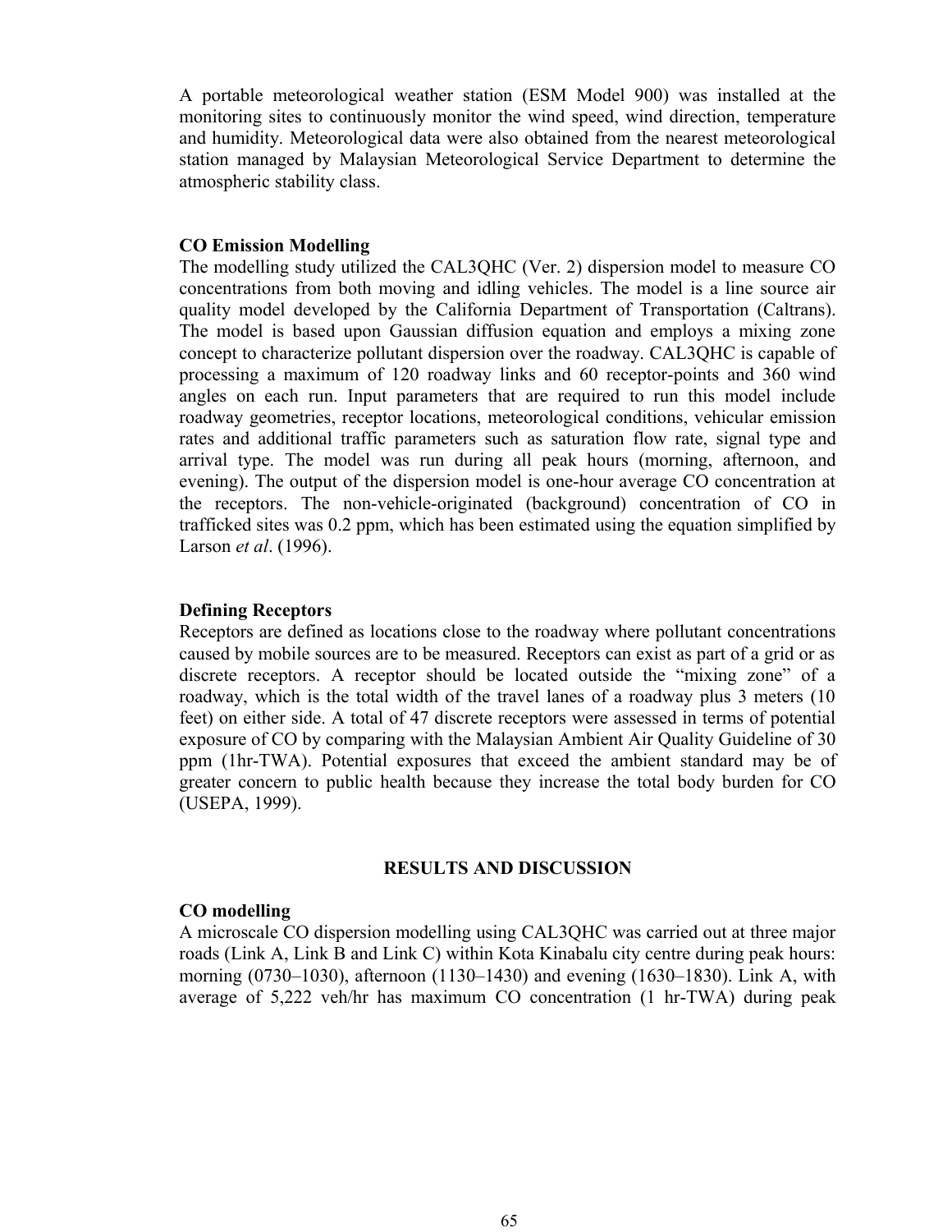A portable meteorological weather station (ESM Model 900) was installed at the monitoring sites to continuously monitor the wind speed, wind direction, temperature and humidity. Meteorological data were also obtained from the nearest meteorological station managed by Malaysian Meteorological Service Department to determine the atmospheric stability class.

**CO Emission Modelling**

The modelling study utilized the CAL3QHC (Ver. 2) dispersion model to measure CO concentrations from both moving and idling vehicles. The model is a line source air quality model developed by the California Department of Transportation (Caltrans). The model is based upon Gaussian diffusion equation and employs a mixing zone concept to characterize pollutant dispersion over the roadway. CAL3QHC is capable of processing a maximum of 120 roadway links and 60 receptor-points and 360 wind angles on each run. Input parameters that are required to run this model include roadway geometries, receptor locations, meteorological conditions, vehicular emission rates and additional traffic parameters such as saturation flow rate, signal type and arrival type. The model was run during all peak hours (morning, afternoon, and evening). The output of the dispersion model is one-hour average CO concentration at the receptors. The non-vehicle-originated (background) concentration of CO in trafficked sites was 0.2 ppm, which has been estimated using the equation simplified by Larson *et al*. (1996).

**Defining Receptors**

Receptors are defined as locations close to the roadway where pollutant concentrations caused by mobile sources are to be measured. Receptors can exist as part of a grid or as discrete receptors. A receptor should be located outside the "mixing zone" of a roadway, which is the total width of the travel lanes of a roadway plus 3 meters (10 feet) on either side. A total of 47 discrete receptors were assessed in terms of potential exposure of CO by comparing with the Malaysian Ambient Air Quality Guideline of 30 ppm (1hr-TWA). Potential exposures that exceed the ambient standard may be of greater concern to public health because they increase the total body burden for CO (USEPA, 1999).

## RESULTS AND DISCUSSION

**CO modelling**

A microscale CO dispersion modelling using CAL3QHC was carried out at three major roads (Link A, Link B and Link C) within Kota Kinabalu city centre during peak hours: morning (0730–1030), afternoon (1130–1430) and evening (1630–1830). Link A, with average of 5,222 veh/hr has maximum CO concentration (1 hr-TWA) during peak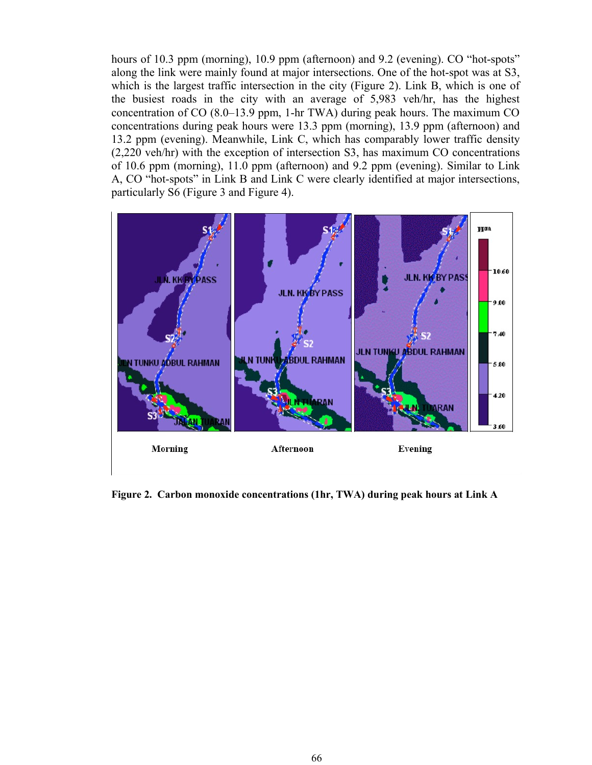hours of 10.3 ppm (morning), 10.9 ppm (afternoon) and 9.2 (evening). CO “hot-spots” along the link were mainly found at major intersections. One of the hot-spot was at S3, which is the largest traffic intersection in the city (Figure 2). Link B, which is one of the busiest roads in the city with an average of 5,983 veh/hr, has the highest concentration of CO (8.0–13.9 ppm, 1-hr TWA) during peak hours. The maximum CO concentrations during peak hours were 13.3 ppm (morning), 13.9 ppm (afternoon) and 13.2 ppm (evening). Meanwhile, Link C, which has comparably lower traffic density (2,220 veh/hr) with the exception of intersection S3, has maximum CO concentrations of 10.6 ppm (morning), 11.0 ppm (afternoon) and 9.2 ppm (evening). Similar to Link A, CO “hot-spots” in Link B and Link C were clearly identified at major intersections, particularly S6 (Figure 3 and Figure 4).

**Figure 2. Carbon monoxide concentrations (1hr, TWA) during peak hours at Link A**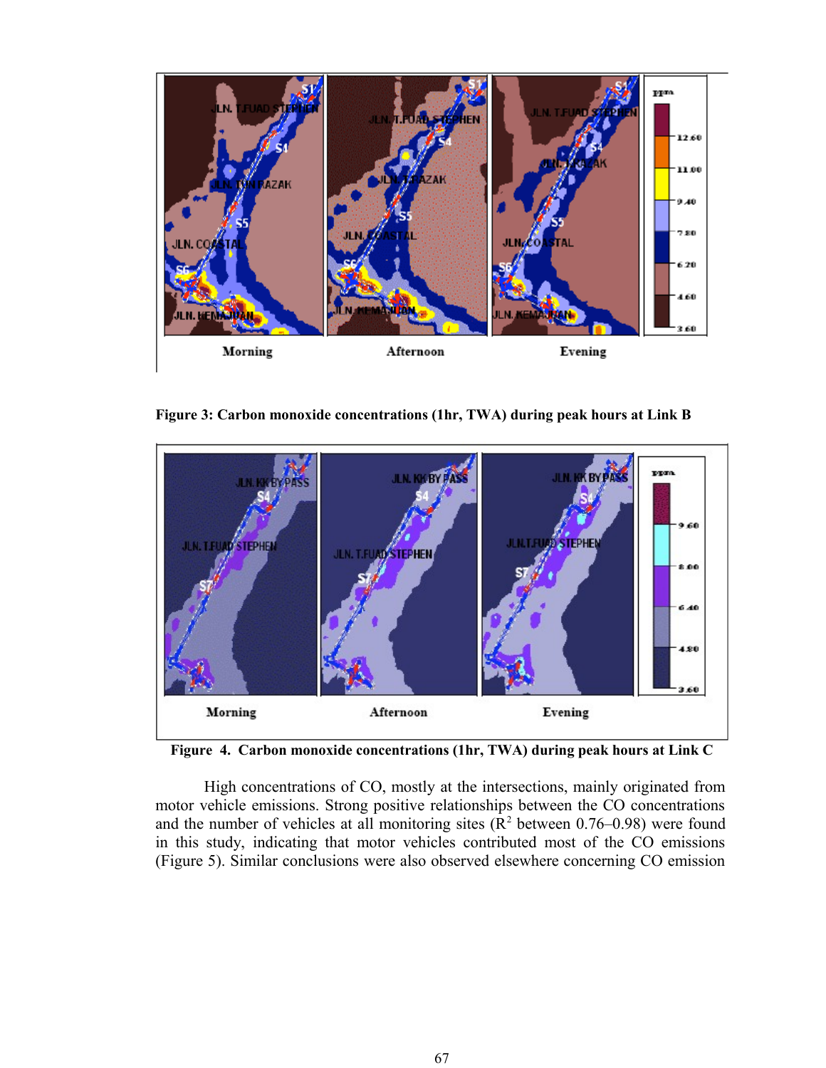**Figure 3: Carbon monoxide concentrations (1hr, TWA) during peak hours at Link B**

**Figure 4. Carbon monoxide concentrations (1hr, TWA) during peak hours at Link C**

High concentrations of CO, mostly at the intersections, mainly originated from motor vehicle emissions. Strong positive relationships between the CO concentrations and the number of vehicles at all monitoring sites ($R^2$ between 0.76–0.98) were found in this study, indicating that motor vehicles contributed most of the CO emissions (Figure 5). Similar conclusions were also observed elsewhere concerning CO emission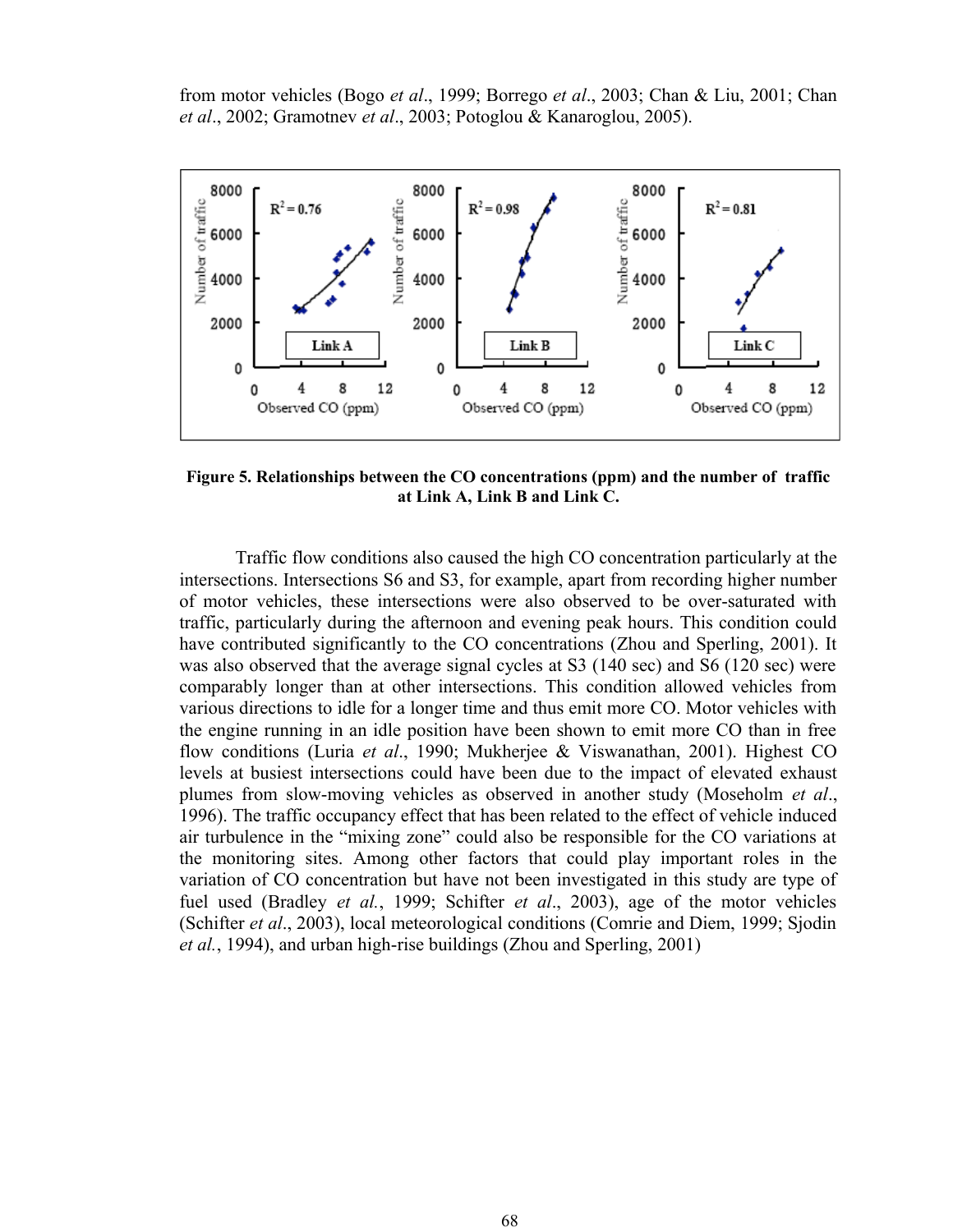from motor vehicles (Bogo *et al*., 1999; Borrego *et al*., 2003; Chan & Liu, 2001; Chan *et al*., 2002; Gramotnev *et al*., 2003; Potoglou & Kanaroglou, 2005).

**Figure 5. Relationships between the CO concentrations (ppm) and the number of traffic at Link A, Link B and Link C.**

Traffic flow conditions also caused the high CO concentration particularly at the intersections. Intersections S6 and S3, for example, apart from recording higher number of motor vehicles, these intersections were also observed to be over-saturated with traffic, particularly during the afternoon and evening peak hours. This condition could have contributed significantly to the CO concentrations (Zhou and Sperling, 2001). It was also observed that the average signal cycles at S3 (140 sec) and S6 (120 sec) were comparably longer than at other intersections. This condition allowed vehicles from various directions to idle for a longer time and thus emit more CO. Motor vehicles with the engine running in an idle position have been shown to emit more CO than in free flow conditions (Luria *et al*., 1990; Mukherjee & Viswanathan, 2001). Highest CO levels at busiest intersections could have been due to the impact of elevated exhaust plumes from slow-moving vehicles as observed in another study (Moseholm *et al*., 1996). The traffic occupancy effect that has been related to the effect of vehicle induced air turbulence in the "mixing zone" could also be responsible for the CO variations at the monitoring sites. Among other factors that could play important roles in the variation of CO concentration but have not been investigated in this study are type of fuel used (Bradley *et al.*, 1999; Schifter *et al*., 2003), age of the motor vehicles (Schifter *et al*., 2003), local meteorological conditions (Comrie and Diem, 1999; Sjodin *et al.*, 1994), and urban high-rise buildings (Zhou and Sperling, 2001)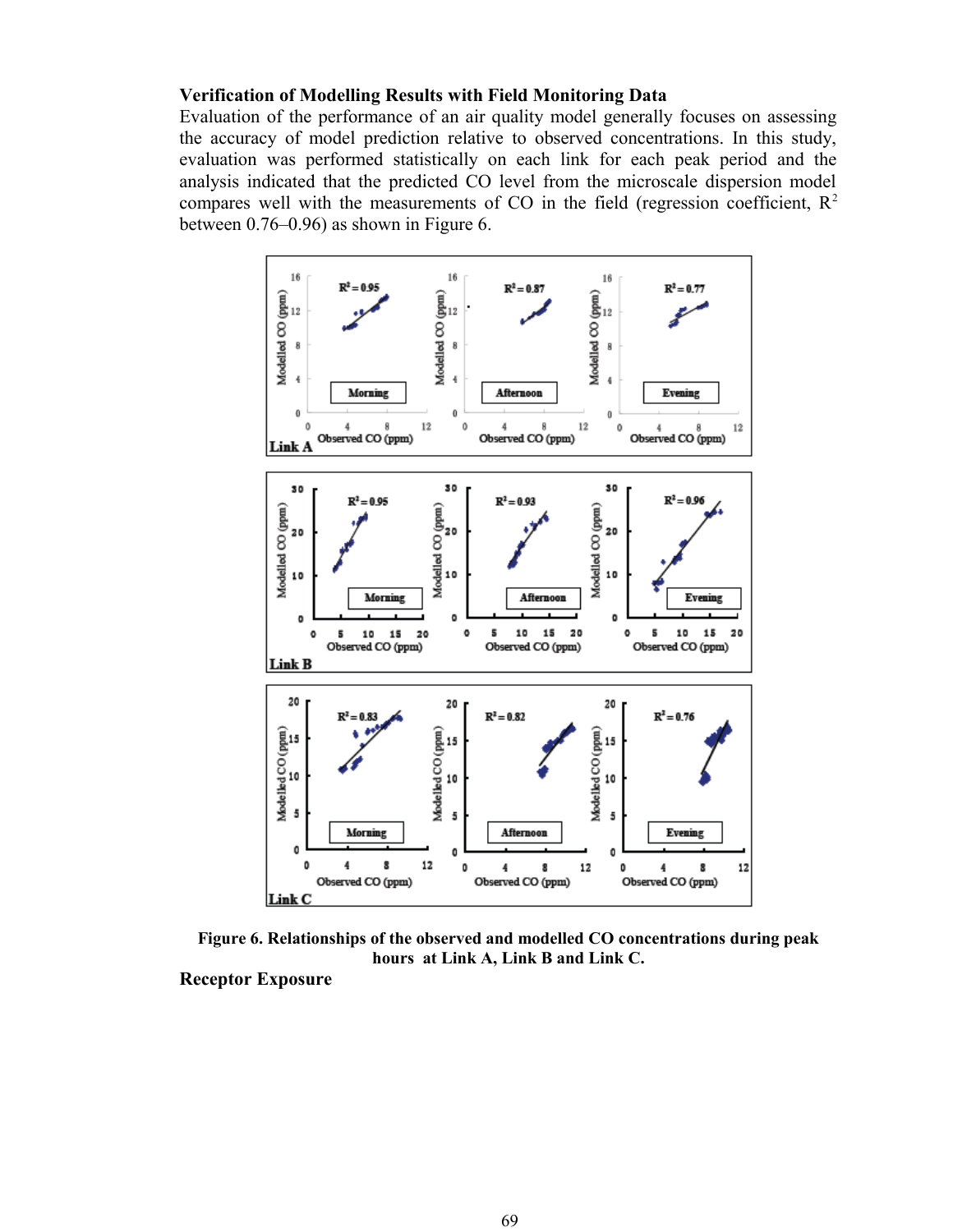**Verification of Modelling Results with Field Monitoring Data**

Evaluation of the performance of an air quality model generally focuses on assessing the accuracy of model prediction relative to observed concentrations. In this study, evaluation was performed statistically on each link for each peak period and the analysis indicated that the predicted CO level from the microscale dispersion model compares well with the measurements of CO in the field (regression coefficient, $R^2$ between 0.76–0.96) as shown in Figure 6.

**Figure 6. Relationships of the observed and modelled CO concentrations during peak hours at Link A, Link B and Link C.**

**Receptor Exposure**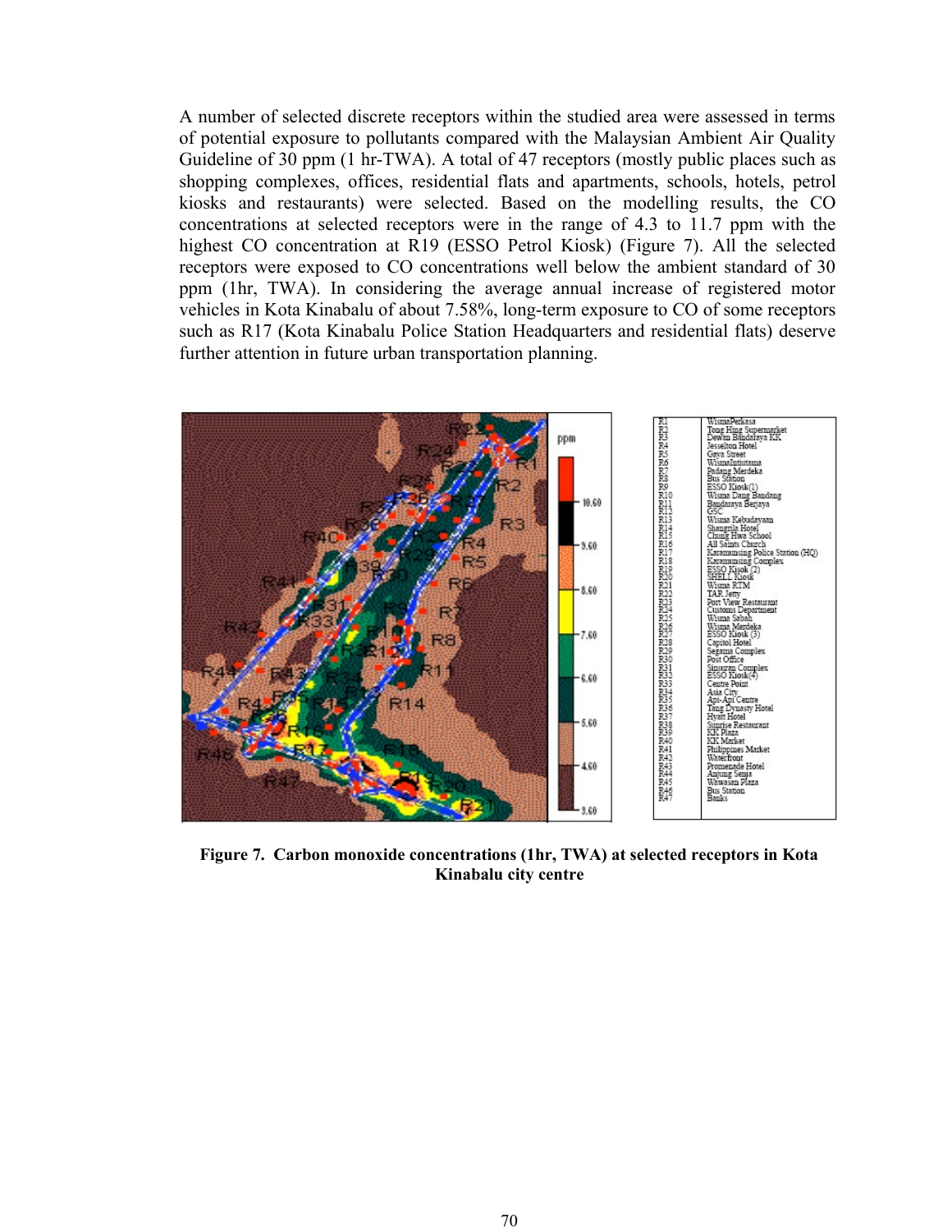A number of selected discrete receptors within the studied area were assessed in terms of potential exposure to pollutants compared with the Malaysian Ambient Air Quality Guideline of 30 ppm (1 hr-TWA). A total of 47 receptors (mostly public places such as shopping complexes, offices, residential flats and apartments, schools, hotels, petrol kiosks and restaurants) were selected. Based on the modelling results, the CO concentrations at selected receptors were in the range of 4.3 to 11.7 ppm with the highest CO concentration at R19 (ESSO Petrol Kiosk) (Figure 7). All the selected receptors were exposed to CO concentrations well below the ambient standard of 30 ppm (1hr, TWA). In considering the average annual increase of registered motor vehicles in Kota Kinabalu of about 7.58%, long-term exposure to CO of some receptors such as R17 (Kota Kinabalu Police Station Headquarters and residential flats) deserve further attention in future urban transportation planning.

| Receptor | Location |
|---|---|
| R1 | WismaPerkasa |
| R2 | Tong Hing Supermarket |
| R3 | Dewan Bandaraya KK |
| R4 | Jesselton Hotel |
| R5 | Gaya Street |
| R6 | WismaInnutama |
| R7 | Padang Merdeka |
| R8 | Bus Station |
| R9 | ESSO Kiosk(1) |
| R10 | Wisma Dang Bandang |
| R11 | Bandaraya Berjaya |
| R12 | GSC |
| R13 | Wisma Kebudayaan |
| R14 | Shangrila Hotel |
| R15 | Chung Hwa School |
| R16 | All Saints Church |
| R17 | Karamunsing Police Station (HQ) |
| R18 | Karamunsing Complex |
| R19 | ESSO Kiosk (2) |
| R20 | SHELL Kiosk |
| R21 | Wisma RTM |
| R22 | TAR Jetty |
| R23 | Port View Restaurant |
| R24 | Customs Department |
| R25 | Wisma Sabah |
| R26 | Wisma Merdeka |
| R27 | ESSO Kiosk (3) |
| R28 | Capitol Hotel |
| R29 | Segama Complex |
| R30 | Post Office |
| R31 | Sinsuran Complex |
| R32 | ESSO Kiosk(4) |
| R33 | Centre Point |
| R34 | Asia City |
| R35 | Api-Api Centre |
| R36 | Tang Dynasty Hotel |
| R37 | Hyatt Hotel |
| R38 | Sunrise Restaurant |
| R39 | KK Plaza |
| R40 | KK Market |
| R41 | Philippines Market |
| R42 | Waterfront |
| R43 | Promenade Hotel |
| R44 | Anjung Senja |
| R45 | Wawasan Plaza |
| R46 | Bus Station |
| R47 | Banks |

**Figure 7. Carbon monoxide concentrations (1hr, TWA) at selected receptors in Kota Kinabalu city centre**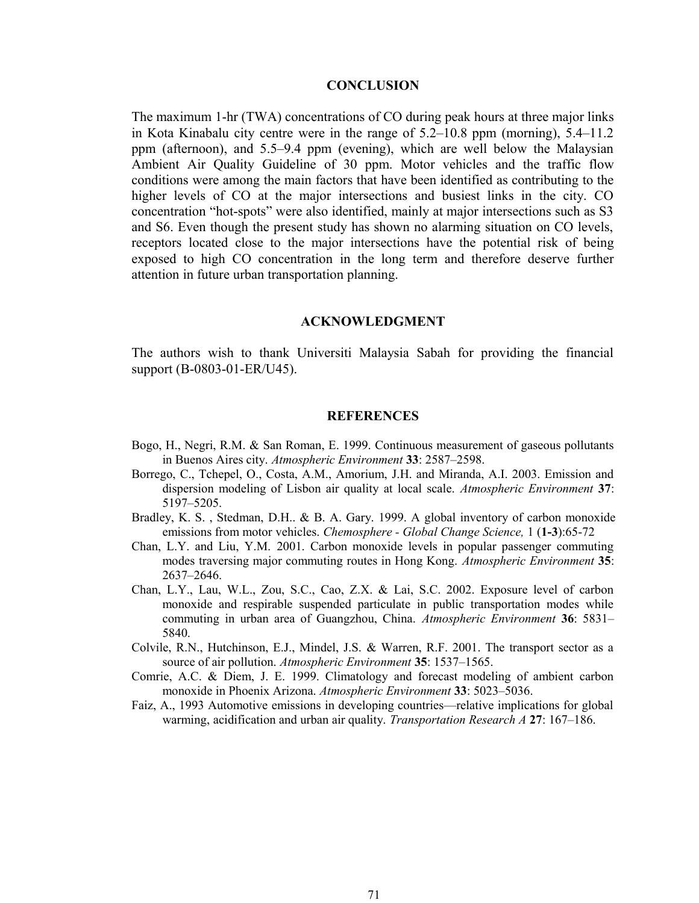## CONCLUSION

The maximum 1-hr (TWA) concentrations of CO during peak hours at three major links in Kota Kinabalu city centre were in the range of 5.2–10.8 ppm (morning), 5.4–11.2 ppm (afternoon), and 5.5–9.4 ppm (evening), which are well below the Malaysian Ambient Air Quality Guideline of 30 ppm. Motor vehicles and the traffic flow conditions were among the main factors that have been identified as contributing to the higher levels of CO at the major intersections and busiest links in the city. CO concentration "hot-spots" were also identified, mainly at major intersections such as S3 and S6. Even though the present study has shown no alarming situation on CO levels, receptors located close to the major intersections have the potential risk of being exposed to high CO concentration in the long term and therefore deserve further attention in future urban transportation planning.

## ACKNOWLEDGMENT

The authors wish to thank Universiti Malaysia Sabah for providing the financial support (B-0803-01-ER/U45).

## REFERENCES

Bogo, H., Negri, R.M. & San Roman, E. 1999. Continuous measurement of gaseous pollutants in Buenos Aires city. *Atmospheric Environment* **33**: 2587–2598.

Borrego, C., Tchepel, O., Costa, A.M., Amorium, J.H. and Miranda, A.I. 2003. Emission and dispersion modeling of Lisbon air quality at local scale. *Atmospheric Environment* **37**: 5197–5205.

Bradley, K. S. , Stedman, D.H.. & B. A. Gary. 1999. A global inventory of carbon monoxide emissions from motor vehicles. *Chemosphere - Global Change Science,* 1 (**1-3**):65-72

Chan, L.Y. and Liu, Y.M. 2001. Carbon monoxide levels in popular passenger commuting modes traversing major commuting routes in Hong Kong. *Atmospheric Environment* **35**: 2637–2646.

Chan, L.Y., Lau, W.L., Zou, S.C., Cao, Z.X. & Lai, S.C. 2002. Exposure level of carbon monoxide and respirable suspended particulate in public transportation modes while commuting in urban area of Guangzhou, China. *Atmospheric Environment* **36**: 5831–5840.

Colvile, R.N., Hutchinson, E.J., Mindel, J.S. & Warren, R.F. 2001. The transport sector as a source of air pollution. *Atmospheric Environment* **35**: 1537–1565.

Comrie, A.C. & Diem, J. E. 1999. Climatology and forecast modeling of ambient carbon monoxide in Phoenix Arizona. *Atmospheric Environment* **33**: 5023–5036.

Faiz, A., 1993 Automotive emissions in developing countries—relative implications for global warming, acidification and urban air quality. *Transportation Research A* **27**: 167–186.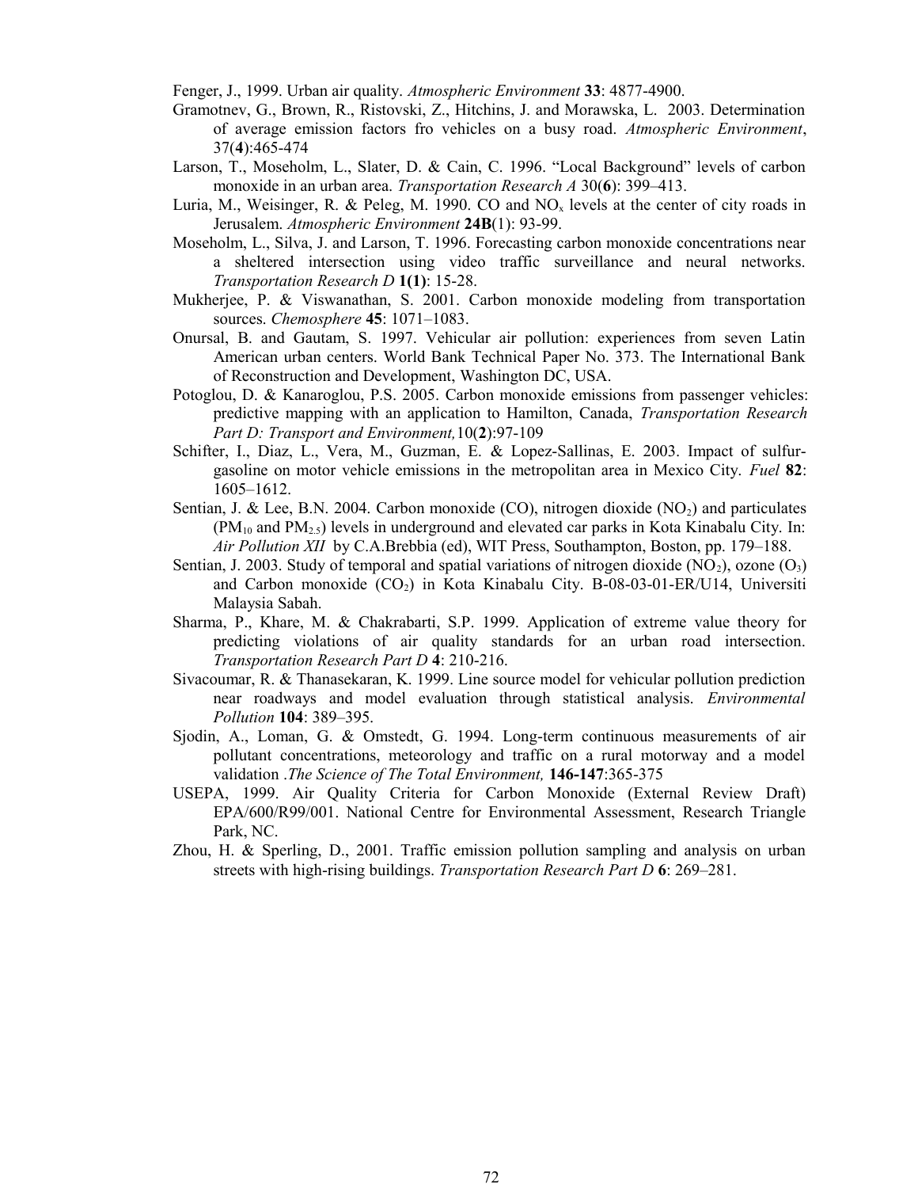Fenger, J., 1999. Urban air quality. *Atmospheric Environment* **33**: 4877-4900.

Gramotnev, G., Brown, R., Ristovski, Z., Hitchins, J. and Morawska, L. 2003. Determination of average emission factors fro vehicles on a busy road. *Atmospheric Environment*, 37(**4**):465-474

Larson, T., Moseholm, L., Slater, D. & Cain, C. 1996. "Local Background" levels of carbon monoxide in an urban area. *Transportation Research A* 30(**6**): 399–413.

Luria, M., Weisinger, R. & Peleg, M. 1990. CO and $NO_x$ levels at the center of city roads in Jerusalem. *Atmospheric Environment* **24B**(1): 93-99.

Moseholm, L., Silva, J. and Larson, T. 1996. Forecasting carbon monoxide concentrations near a sheltered intersection using video traffic surveillance and neural networks. *Transportation Research D* **1(1)**: 15-28.

Mukherjee, P. & Viswanathan, S. 2001. Carbon monoxide modeling from transportation sources. *Chemosphere* **45**: 1071–1083.

Onursal, B. and Gautam, S. 1997. Vehicular air pollution: experiences from seven Latin American urban centers. World Bank Technical Paper No. 373. The International Bank of Reconstruction and Development, Washington DC, USA.

Potoglou, D. & Kanaroglou, P.S. 2005. Carbon monoxide emissions from passenger vehicles: predictive mapping with an application to Hamilton, Canada, *Transportation Research Part D: Transport and Environment,*10(**2**):97-109

Schifter, I., Diaz, L., Vera, M., Guzman, E. & Lopez-Sallinas, E. 2003. Impact of sulfur-gasoline on motor vehicle emissions in the metropolitan area in Mexico City. *Fuel* **82**: 1605–1612.

Sentian, J. & Lee, B.N. 2004. Carbon monoxide (CO), nitrogen dioxide ($NO_2$) and particulates ($PM_{10}$ and $PM_{2.5}$) levels in underground and elevated car parks in Kota Kinabalu City. In: *Air Pollution XII* by C.A.Brebbia (ed), WIT Press, Southampton, Boston, pp. 179–188.

Sentian, J. 2003. Study of temporal and spatial variations of nitrogen dioxide ($NO_2$), ozone ($O_3$) and Carbon monoxide ($CO_2$) in Kota Kinabalu City. B-08-03-01-ER/U14, Universiti Malaysia Sabah.

Sharma, P., Khare, M. & Chakrabarti, S.P. 1999. Application of extreme value theory for predicting violations of air quality standards for an urban road intersection. *Transportation Research Part D* **4**: 210-216.

Sivacoumar, R. & Thanasekaran, K. 1999. Line source model for vehicular pollution prediction near roadways and model evaluation through statistical analysis. *Environmental Pollution* **104**: 389–395.

Sjodin, A., Loman, G. & Omstedt, G. 1994. Long-term continuous measurements of air pollutant concentrations, meteorology and traffic on a rural motorway and a model validation .*The Science of The Total Environment,* **146-147**:365-375

USEPA, 1999. Air Quality Criteria for Carbon Monoxide (External Review Draft) EPA/600/R99/001. National Centre for Environmental Assessment, Research Triangle Park, NC.

Zhou, H. & Sperling, D., 2001. Traffic emission pollution sampling and analysis on urban streets with high-rising buildings. *Transportation Research Part D* **6**: 269–281.